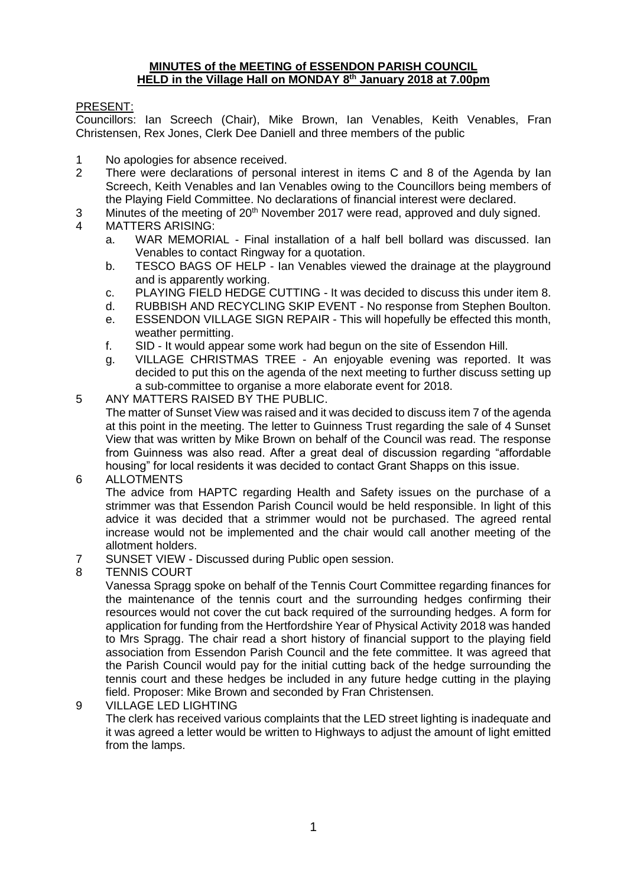# **MINUTES of the MEETING of ESSENDON PARISH COUNCIL HELD in the Village Hall on MONDAY 8th January 2018 at 7.00pm**

PRESENT:

Councillors: Ian Screech (Chair), Mike Brown, Ian Venables, Keith Venables, Fran Christensen, Rex Jones, Clerk Dee Daniell and three members of the public

1. No apologies for absence received.
2. There were declarations of personal interest in items C and 8 of the Agenda by Ian Screech, Keith Venables and Ian Venables owing to the Councillors being members of the Playing Field Committee. No declarations of financial interest were declared.
3. Minutes of the meeting of 20th November 2017 were read, approved and duly signed.
4. MATTERS ARISING:
   a. WAR MEMORIAL - Final installation of a half bell bollard was discussed. Ian Venables to contact Ringway for a quotation.
   b. TESCO BAGS OF HELP - Ian Venables viewed the drainage at the playground and is apparently working.
   c. PLAYING FIELD HEDGE CUTTING - It was decided to discuss this under item 8.
   d. RUBBISH AND RECYCLING SKIP EVENT - No response from Stephen Boulton.
   e. ESSENDON VILLAGE SIGN REPAIR - This will hopefully be effected this month, weather permitting.
   f. SID - It would appear some work had begun on the site of Essendon Hill.
   g. VILLAGE CHRISTMAS TREE - An enjoyable evening was reported. It was decided to put this on the agenda of the next meeting to further discuss setting up a sub-committee to organise a more elaborate event for 2018.
5. ANY MATTERS RAISED BY THE PUBLIC.
   The matter of Sunset View was raised and it was decided to discuss item 7 of the agenda at this point in the meeting. The letter to Guinness Trust regarding the sale of 4 Sunset View that was written by Mike Brown on behalf of the Council was read. The response from Guinness was also read. After a great deal of discussion regarding "affordable housing" for local residents it was decided to contact Grant Shapps on this issue.
6. ALLOTMENTS
   The advice from HAPTC regarding Health and Safety issues on the purchase of a strimmer was that Essendon Parish Council would be held responsible. In light of this advice it was decided that a strimmer would not be purchased. The agreed rental increase would not be implemented and the chair would call another meeting of the allotment holders.
7. SUNSET VIEW - Discussed during Public open session.
8. TENNIS COURT
   Vanessa Spragg spoke on behalf of the Tennis Court Committee regarding finances for the maintenance of the tennis court and the surrounding hedges confirming their resources would not cover the cut back required of the surrounding hedges. A form for application for funding from the Hertfordshire Year of Physical Activity 2018 was handed to Mrs Spragg. The chair read a short history of financial support to the playing field association from Essendon Parish Council and the fete committee. It was agreed that the Parish Council would pay for the initial cutting back of the hedge surrounding the tennis court and these hedges be included in any future hedge cutting in the playing field. Proposer: Mike Brown and seconded by Fran Christensen.
9. VILLAGE LED LIGHTING
   The clerk has received various complaints that the LED street lighting is inadequate and it was agreed a letter would be written to Highways to adjust the amount of light emitted from the lamps.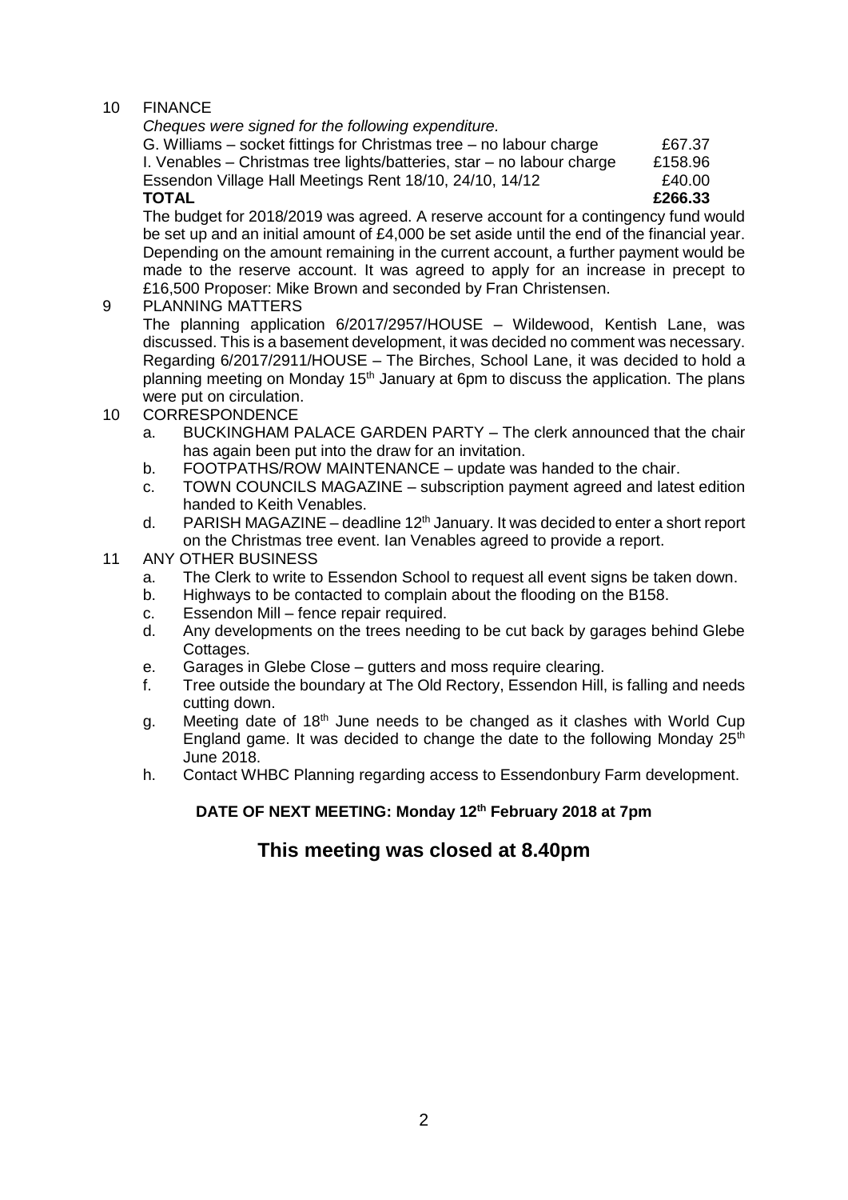10 FINANCE

*Cheques were signed for the following expenditure.*

| | |
|---|---|
| G. Williams – socket fittings for Christmas tree – no labour charge | £67.37 |
| I. Venables – Christmas tree lights/batteries, star – no labour charge | £158.96 |
| Essendon Village Hall Meetings Rent 18/10, 24/10, 14/12 | £40.00 |
| **TOTAL** | **£266.33** |

The budget for 2018/2019 was agreed. A reserve account for a contingency fund would be set up and an initial amount of £4,000 be set aside until the end of the financial year. Depending on the amount remaining in the current account, a further payment would be made to the reserve account. It was agreed to apply for an increase in precept to £16,500 Proposer: Mike Brown and seconded by Fran Christensen.

9 PLANNING MATTERS

The planning application 6/2017/2957/HOUSE – Wildewood, Kentish Lane, was discussed. This is a basement development, it was decided no comment was necessary. Regarding 6/2017/2911/HOUSE – The Birches, School Lane, it was decided to hold a planning meeting on Monday 15th January at 6pm to discuss the application. The plans were put on circulation.

10 CORRESPONDENCE

a. BUCKINGHAM PALACE GARDEN PARTY – The clerk announced that the chair has again been put into the draw for an invitation.
b. FOOTPATHS/ROW MAINTENANCE – update was handed to the chair.
c. TOWN COUNCILS MAGAZINE – subscription payment agreed and latest edition handed to Keith Venables.
d. PARISH MAGAZINE – deadline 12th January. It was decided to enter a short report on the Christmas tree event. Ian Venables agreed to provide a report.

11 ANY OTHER BUSINESS

a. The Clerk to write to Essendon School to request all event signs be taken down.
b. Highways to be contacted to complain about the flooding on the B158.
c. Essendon Mill – fence repair required.
d. Any developments on the trees needing to be cut back by garages behind Glebe Cottages.
e. Garages in Glebe Close – gutters and moss require clearing.
f. Tree outside the boundary at The Old Rectory, Essendon Hill, is falling and needs cutting down.
g. Meeting date of 18th June needs to be changed as it clashes with World Cup England game. It was decided to change the date to the following Monday 25th June 2018.
h. Contact WHBC Planning regarding access to Essendonbury Farm development.

**DATE OF NEXT MEETING: Monday 12th February 2018 at 7pm**

## This meeting was closed at 8.40pm